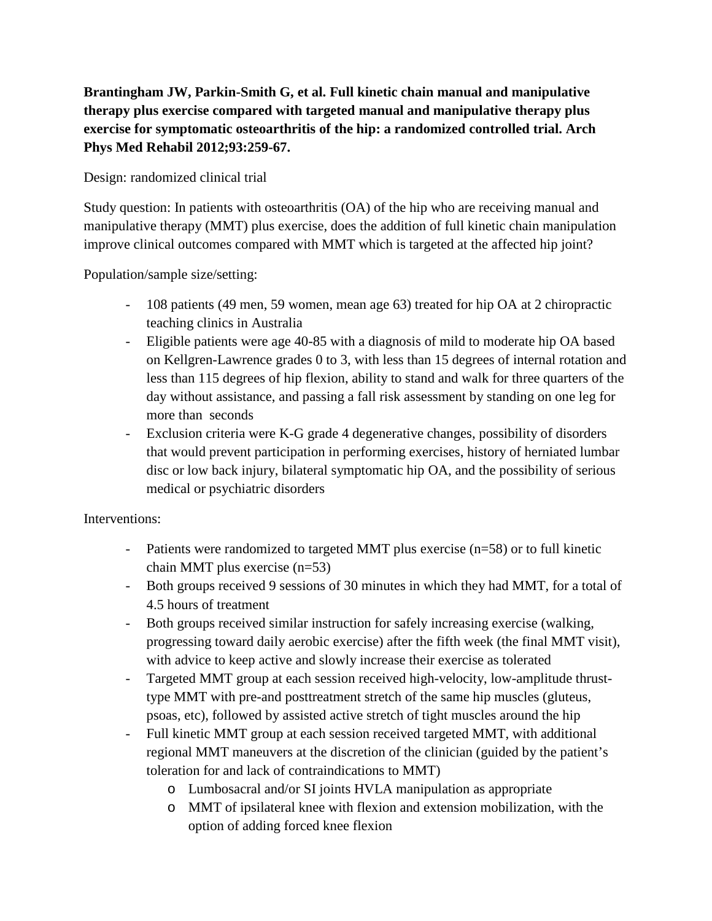**Brantingham JW, Parkin-Smith G, et al. Full kinetic chain manual and manipulative therapy plus exercise compared with targeted manual and manipulative therapy plus exercise for symptomatic osteoarthritis of the hip: a randomized controlled trial. Arch Phys Med Rehabil 2012;93:259-67.**

Design: randomized clinical trial

Study question: In patients with osteoarthritis (OA) of the hip who are receiving manual and manipulative therapy (MMT) plus exercise, does the addition of full kinetic chain manipulation improve clinical outcomes compared with MMT which is targeted at the affected hip joint?

Population/sample size/setting:

- 108 patients (49 men, 59 women, mean age 63) treated for hip OA at 2 chiropractic teaching clinics in Australia
- Eligible patients were age 40-85 with a diagnosis of mild to moderate hip OA based on Kellgren-Lawrence grades 0 to 3, with less than 15 degrees of internal rotation and less than 115 degrees of hip flexion, ability to stand and walk for three quarters of the day without assistance, and passing a fall risk assessment by standing on one leg for more than  seconds
- Exclusion criteria were K-G grade 4 degenerative changes, possibility of disorders that would prevent participation in performing exercises, history of herniated lumbar disc or low back injury, bilateral symptomatic hip OA, and the possibility of serious medical or psychiatric disorders

Interventions:

- Patients were randomized to targeted MMT plus exercise (n=58) or to full kinetic chain MMT plus exercise (n=53)
- Both groups received 9 sessions of 30 minutes in which they had MMT, for a total of 4.5 hours of treatment
- Both groups received similar instruction for safely increasing exercise (walking, progressing toward daily aerobic exercise) after the fifth week (the final MMT visit), with advice to keep active and slowly increase their exercise as tolerated
- Targeted MMT group at each session received high-velocity, low-amplitude thrust-type MMT with pre-and posttreatment stretch of the same hip muscles (gluteus, psoas, etc), followed by assisted active stretch of tight muscles around the hip
- Full kinetic MMT group at each session received targeted MMT, with additional regional MMT maneuvers at the discretion of the clinician (guided by the patient's toleration for and lack of contraindications to MMT)
    - Lumbosacral and/or SI joints HVLA manipulation as appropriate
    - MMT of ipsilateral knee with flexion and extension mobilization, with the option of adding forced knee flexion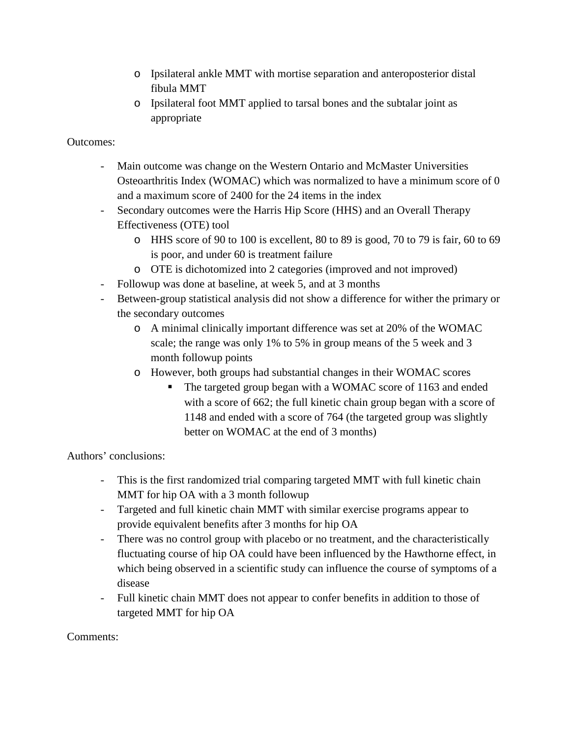- Ipsilateral ankle MMT with mortise separation and anteroposterior distal fibula MMT
  - Ipsilateral foot MMT applied to tarsal bones and the subtalar joint as appropriate

Outcomes:

- Main outcome was change on the Western Ontario and McMaster Universities Osteoarthritis Index (WOMAC) which was normalized to have a minimum score of 0 and a maximum score of 2400 for the 24 items in the index
- Secondary outcomes were the Harris Hip Score (HHS) and an Overall Therapy Effectiveness (OTE) tool
  - HHS score of 90 to 100 is excellent, 80 to 89 is good, 70 to 79 is fair, 60 to 69 is poor, and under 60 is treatment failure
  - OTE is dichotomized into 2 categories (improved and not improved)
- Followup was done at baseline, at week 5, and at 3 months
- Between-group statistical analysis did not show a difference for wither the primary or the secondary outcomes
  - A minimal clinically important difference was set at 20% of the WOMAC scale; the range was only 1% to 5% in group means of the 5 week and 3 month followup points
  - However, both groups had substantial changes in their WOMAC scores
    - The targeted group began with a WOMAC score of 1163 and ended with a score of 662; the full kinetic chain group began with a score of 1148 and ended with a score of 764 (the targeted group was slightly better on WOMAC at the end of 3 months)

Authors' conclusions:

- This is the first randomized trial comparing targeted MMT with full kinetic chain MMT for hip OA with a 3 month followup
- Targeted and full kinetic chain MMT with similar exercise programs appear to provide equivalent benefits after 3 months for hip OA
- There was no control group with placebo or no treatment, and the characteristically fluctuating course of hip OA could have been influenced by the Hawthorne effect, in which being observed in a scientific study can influence the course of symptoms of a disease
- Full kinetic chain MMT does not appear to confer benefits in addition to those of targeted MMT for hip OA

Comments: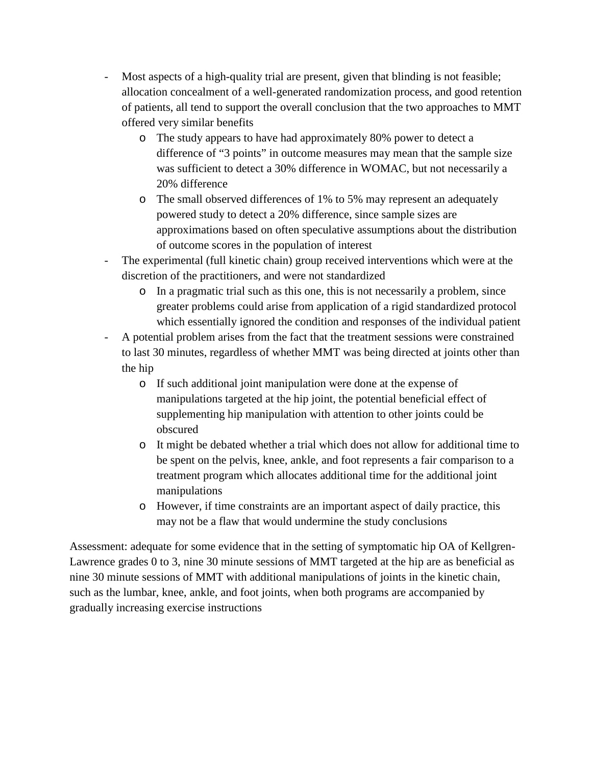- Most aspects of a high-quality trial are present, given that blinding is not feasible; allocation concealment of a well-generated randomization process, and good retention of patients, all tend to support the overall conclusion that the two approaches to MMT offered very similar benefits
  - The study appears to have had approximately 80% power to detect a difference of "3 points" in outcome measures may mean that the sample size was sufficient to detect a 30% difference in WOMAC, but not necessarily a 20% difference
  - The small observed differences of 1% to 5% may represent an adequately powered study to detect a 20% difference, since sample sizes are approximations based on often speculative assumptions about the distribution of outcome scores in the population of interest
- The experimental (full kinetic chain) group received interventions which were at the discretion of the practitioners, and were not standardized
  - In a pragmatic trial such as this one, this is not necessarily a problem, since greater problems could arise from application of a rigid standardized protocol which essentially ignored the condition and responses of the individual patient
- A potential problem arises from the fact that the treatment sessions were constrained to last 30 minutes, regardless of whether MMT was being directed at joints other than the hip
  - If such additional joint manipulation were done at the expense of manipulations targeted at the hip joint, the potential beneficial effect of supplementing hip manipulation with attention to other joints could be obscured
  - It might be debated whether a trial which does not allow for additional time to be spent on the pelvis, knee, ankle, and foot represents a fair comparison to a treatment program which allocates additional time for the additional joint manipulations
  - However, if time constraints are an important aspect of daily practice, this may not be a flaw that would undermine the study conclusions

Assessment: adequate for some evidence that in the setting of symptomatic hip OA of Kellgren-Lawrence grades 0 to 3, nine 30 minute sessions of MMT targeted at the hip are as beneficial as nine 30 minute sessions of MMT with additional manipulations of joints in the kinetic chain, such as the lumbar, knee, ankle, and foot joints, when both programs are accompanied by gradually increasing exercise instructions